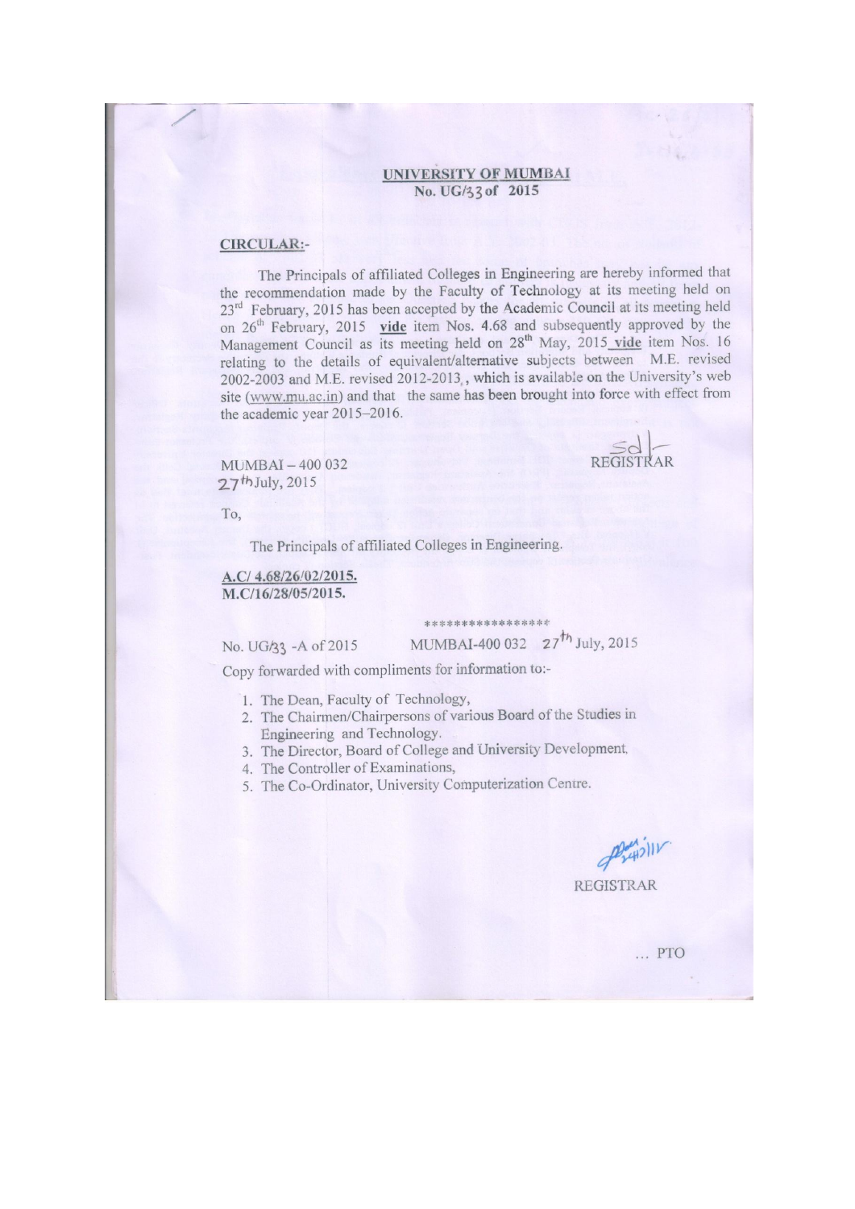**UNIVERSITY OF MUMBAI**
**No. UG/33 of 2015**

**CIRCULAR:-**

The Principals of affiliated Colleges in Engineering are hereby informed that the recommendation made by the Faculty of Technology at its meeting held on 23rd February, 2015 has been accepted by the Academic Council at its meeting held on 26th February, 2015 **vide** item Nos. 4.68 and subsequently approved by the Management Council as its meeting held on 28th May, 2015 **vide** item Nos. 16 relating to the details of equivalent/alternative subjects between M.E. revised 2002-2003 and M.E. revised 2012-2013, which is available on the University's web site (www.mu.ac.in) and that the same has been brought into force with effect from the academic year 2015–2016.

Sd/-
REGISTRAR

MUMBAI – 400 032
27th July, 2015

To,

The Principals of affiliated Colleges in Engineering.

**A.C/ 4.68/26/02/2015.**
**M.C/16/28/05/2015.**

\*\*\*\*\*\*\*\*\*\*\*\*\*\*\*\*\*

No. UG/33 -A of 2015 MUMBAI-400 032 27th July, 2015

Copy forwarded with compliments for information to:-

1. The Dean, Faculty of Technology,
2. The Chairmen/Chairpersons of various Board of the Studies in Engineering and Technology.
3. The Director, Board of College and University Development,
4. The Controller of Examinations,
5. The Co-Ordinator, University Computerization Centre.

REGISTRAR

... PTO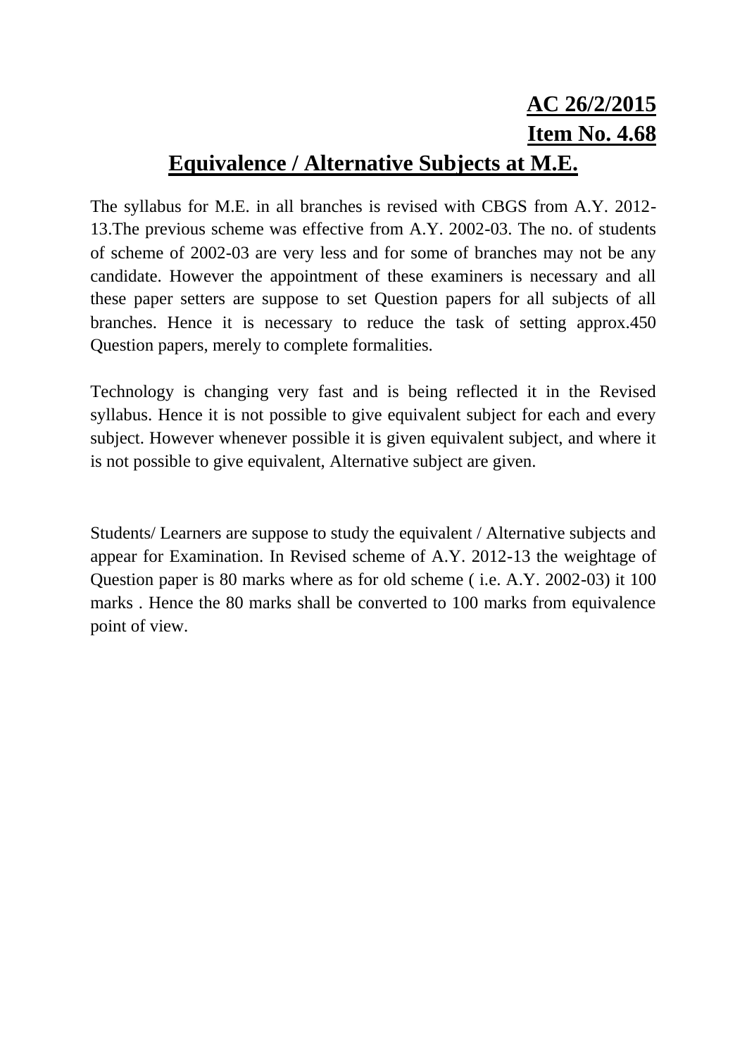**AC 26/2/2015**

**Item No. 4.68**

## Equivalence / Alternative Subjects at M.E.

The syllabus for M.E. in all branches is revised with CBGS from A.Y. 2012-13.The previous scheme was effective from A.Y. 2002-03. The no. of students of scheme of 2002-03 are very less and for some of branches may not be any candidate. However the appointment of these examiners is necessary and all these paper setters are suppose to set Question papers for all subjects of all branches. Hence it is necessary to reduce the task of setting approx.450 Question papers, merely to complete formalities.

Technology is changing very fast and is being reflected it in the Revised syllabus. Hence it is not possible to give equivalent subject for each and every subject. However whenever possible it is given equivalent subject, and where it is not possible to give equivalent, Alternative subject are given.

Students/ Learners are suppose to study the equivalent / Alternative subjects and appear for Examination. In Revised scheme of A.Y. 2012-13 the weightage of Question paper is 80 marks where as for old scheme ( i.e. A.Y. 2002-03) it 100 marks . Hence the 80 marks shall be converted to 100 marks from equivalence point of view.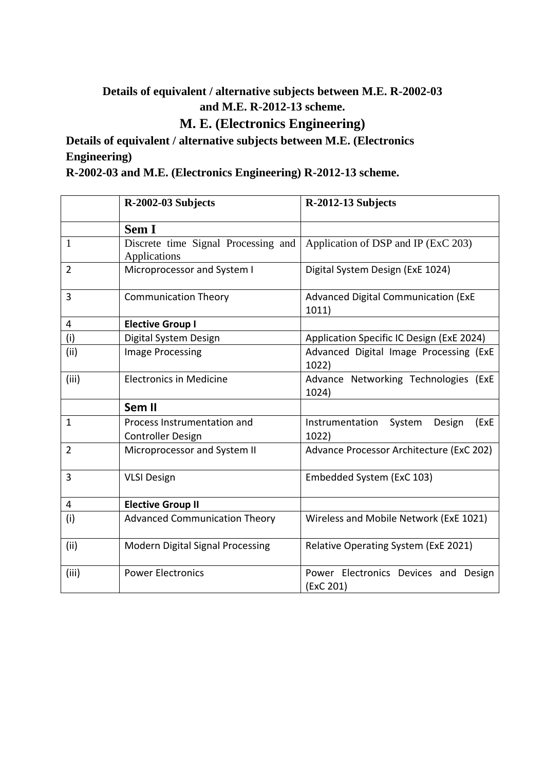**Details of equivalent / alternative subjects between M.E. R-2002-03 and M.E. R-2012-13 scheme.**

## M. E. (Electronics Engineering)

**Details of equivalent / alternative subjects between M.E. (Electronics Engineering) R-2002-03 and M.E. (Electronics Engineering) R-2012-13 scheme.**

| | R-2002-03 Subjects | R-2012-13 Subjects |
|---|---|---|
| | **Sem I** | |
| 1 | Discrete time Signal Processing and Applications | Application of DSP and IP (ExC 203) |
| 2 | Microprocessor and System I | Digital System Design (ExE 1024) |
| 3 | Communication Theory | Advanced Digital Communication (ExE 1011) |
| 4 | **Elective Group I** | |
| (i) | Digital System Design | Application Specific IC Design (ExE 2024) |
| (ii) | Image Processing | Advanced Digital Image Processing (ExE 1022) |
| (iii) | Electronics in Medicine | Advance Networking Technologies (ExE 1024) |
| | **Sem II** | |
| 1 | Process Instrumentation and Controller Design | Instrumentation System Design (ExE 1022) |
| 2 | Microprocessor and System II | Advance Processor Architecture (ExC 202) |
| 3 | VLSI Design | Embedded System (ExC 103) |
| 4 | **Elective Group II** | |
| (i) | Advanced Communication Theory | Wireless and Mobile Network (ExE 1021) |
| (ii) | Modern Digital Signal Processing | Relative Operating System (ExE 2021) |
| (iii) | Power Electronics | Power Electronics Devices and Design (ExC 201) |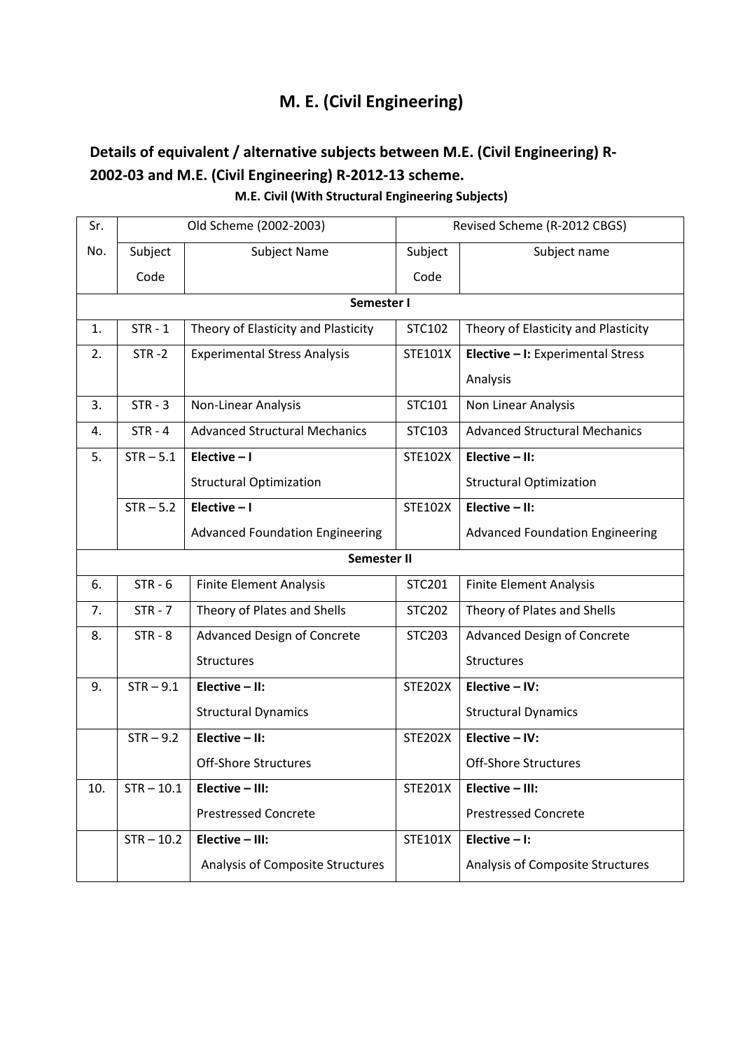# M. E. (Civil Engineering)

## Details of equivalent / alternative subjects between M.E. (Civil Engineering) R-2002-03 and M.E. (Civil Engineering) R-2012-13 scheme.

**M.E. Civil (With Structural Engineering Subjects)**

| Sr. No. | Old Scheme (2002-2003) | | Revised Scheme (R-2012 CBGS) | |
|---|---|---|---|---|
| | Subject Code | Subject Name | Subject Code | Subject name |
| **Semester I** | | | | |
| 1. | STR - 1 | Theory of Elasticity and Plasticity | STC102 | Theory of Elasticity and Plasticity |
| 2. | STR -2 | Experimental Stress Analysis | STE101X | **Elective – I:** Experimental Stress Analysis |
| 3. | STR - 3 | Non-Linear Analysis | STC101 | Non Linear Analysis |
| 4. | STR - 4 | Advanced Structural Mechanics | STC103 | Advanced Structural Mechanics |
| 5. | STR – 5.1 | **Elective – I** Structural Optimization | STE102X | **Elective – II:** Structural Optimization |
| | STR – 5.2 | **Elective – I** Advanced Foundation Engineering | STE102X | **Elective – II:** Advanced Foundation Engineering |
| **Semester II** | | | | |
| 6. | STR - 6 | Finite Element Analysis | STC201 | Finite Element Analysis |
| 7. | STR - 7 | Theory of Plates and Shells | STC202 | Theory of Plates and Shells |
| 8. | STR - 8 | Advanced Design of Concrete Structures | STC203 | Advanced Design of Concrete Structures |
| 9. | STR – 9.1 | **Elective – II:** Structural Dynamics | STE202X | **Elective – IV:** Structural Dynamics |
| | STR – 9.2 | **Elective – II:** Off-Shore Structures | STE202X | **Elective – IV:** Off-Shore Structures |
| 10. | STR – 10.1 | **Elective – III:** Prestressed Concrete | STE201X | **Elective – III:** Prestressed Concrete |
| | STR – 10.2 | **Elective – III:** Analysis of Composite Structures | STE101X | **Elective – I:** Analysis of Composite Structures |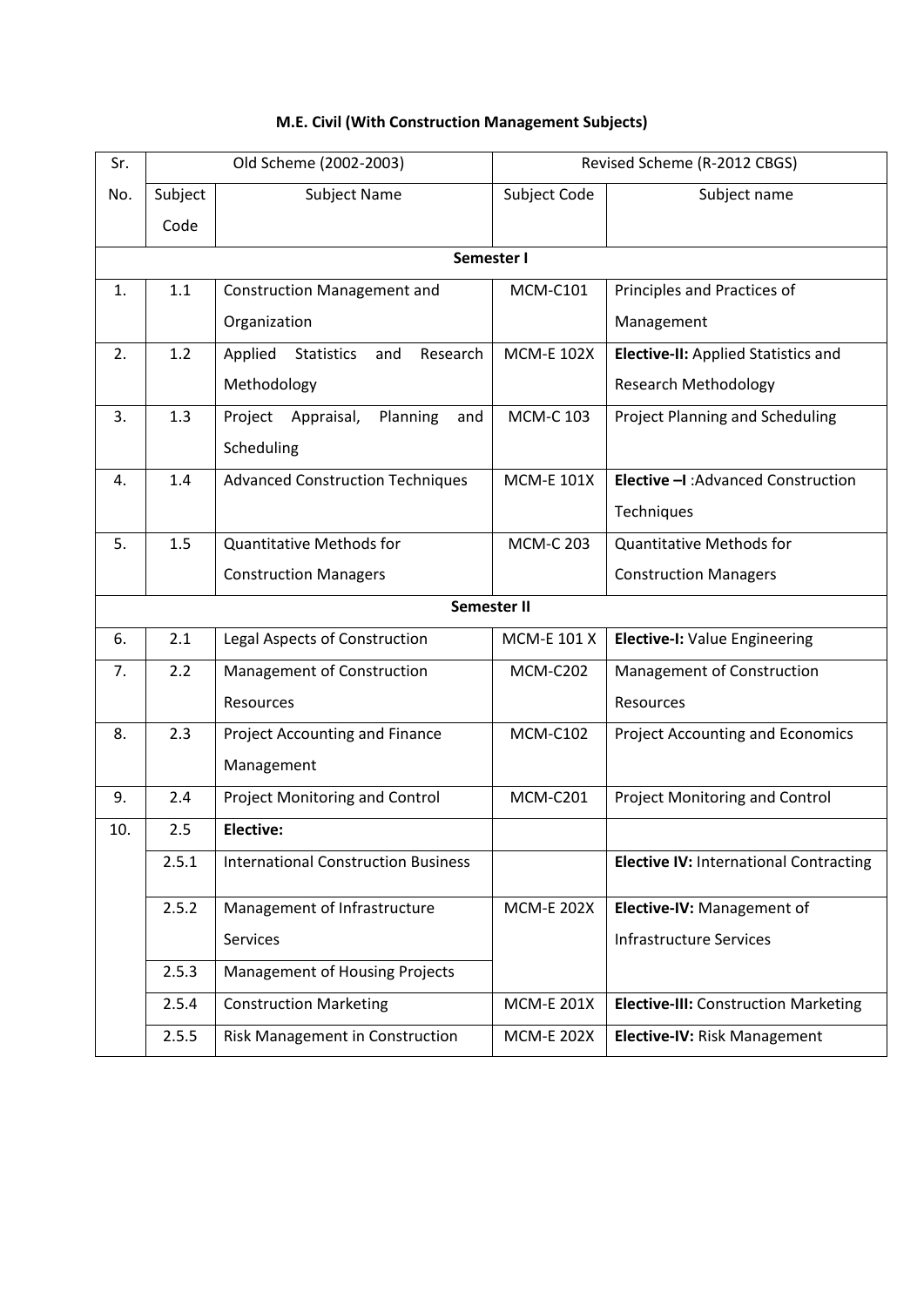## M.E. Civil (With Construction Management Subjects)

| Sr. No. | Old Scheme (2002-2003) | | Revised Scheme (R-2012 CBGS) | |
|---|---|---|---|---|
| | Subject Code | Subject Name | Subject Code | Subject name |
| **Semester I** | | | | |
| 1. | 1.1 | Construction Management and Organization | MCM-C101 | Principles and Practices of Management |
| 2. | 1.2 | Applied Statistics and Research Methodology | MCM-E 102X | **Elective-II:** Applied Statistics and Research Methodology |
| 3. | 1.3 | Project Appraisal, Planning and Scheduling | MCM-C 103 | Project Planning and Scheduling |
| 4. | 1.4 | Advanced Construction Techniques | MCM-E 101X | **Elective –I** :Advanced Construction Techniques |
| 5. | 1.5 | Quantitative Methods for Construction Managers | MCM-C 203 | Quantitative Methods for Construction Managers |
| **Semester II** | | | | |
| 6. | 2.1 | Legal Aspects of Construction | MCM-E 101 X | **Elective-I:** Value Engineering |
| 7. | 2.2 | Management of Construction Resources | MCM-C202 | Management of Construction Resources |
| 8. | 2.3 | Project Accounting and Finance Management | MCM-C102 | Project Accounting and Economics |
| 9. | 2.4 | Project Monitoring and Control | MCM-C201 | Project Monitoring and Control |
| 10. | 2.5 | **Elective:** | | |
| | 2.5.1 | International Construction Business | | **Elective IV:** International Contracting |
| | 2.5.2 | Management of Infrastructure Services | MCM-E 202X | **Elective-IV:** Management of Infrastructure Services |
| | 2.5.3 | Management of Housing Projects | | |
| | 2.5.4 | Construction Marketing | MCM-E 201X | **Elective-III:** Construction Marketing |
| | 2.5.5 | Risk Management in Construction | MCM-E 202X | **Elective-IV:** Risk Management |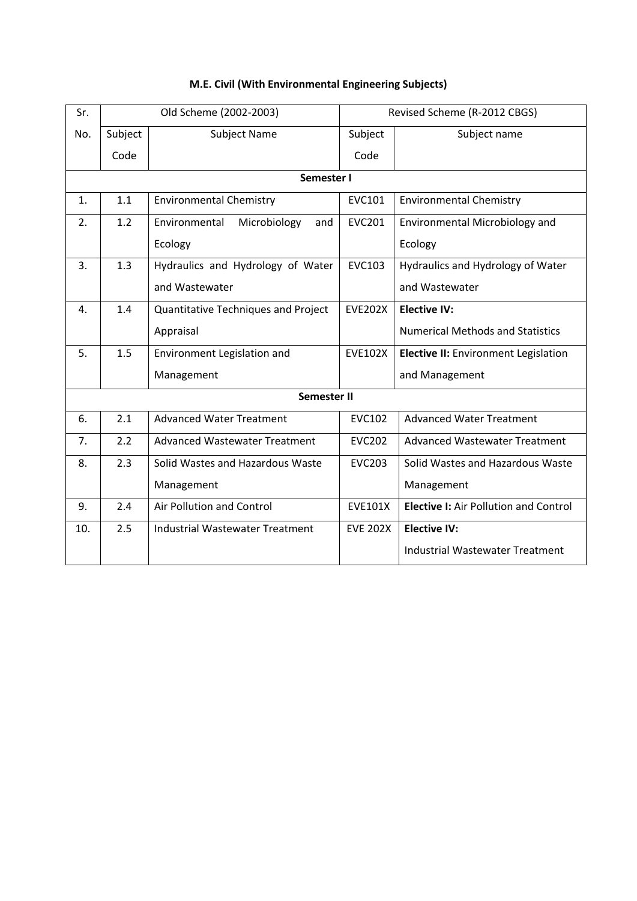**M.E. Civil (With Environmental Engineering Subjects)**

| Sr. No. | Old Scheme (2002-2003) | | Revised Scheme (R-2012 CBGS) | |
|---|---|---|---|---|
| | Subject Code | Subject Name | Subject Code | Subject name |
| **Semester I** | | | | |
| 1. | 1.1 | Environmental Chemistry | EVC101 | Environmental Chemistry |
| 2. | 1.2 | Environmental Microbiology and Ecology | EVC201 | Environmental Microbiology and Ecology |
| 3. | 1.3 | Hydraulics and Hydrology of Water and Wastewater | EVC103 | Hydraulics and Hydrology of Water and Wastewater |
| 4. | 1.4 | Quantitative Techniques and Project Appraisal | EVE202X | **Elective IV:** Numerical Methods and Statistics |
| 5. | 1.5 | Environment Legislation and Management | EVE102X | **Elective II:** Environment Legislation and Management |
| **Semester II** | | | | |
| 6. | 2.1 | Advanced Water Treatment | EVC102 | Advanced Water Treatment |
| 7. | 2.2 | Advanced Wastewater Treatment | EVC202 | Advanced Wastewater Treatment |
| 8. | 2.3 | Solid Wastes and Hazardous Waste Management | EVC203 | Solid Wastes and Hazardous Waste Management |
| 9. | 2.4 | Air Pollution and Control | EVE101X | **Elective I:** Air Pollution and Control |
| 10. | 2.5 | Industrial Wastewater Treatment | EVE 202X | **Elective IV:** Industrial Wastewater Treatment |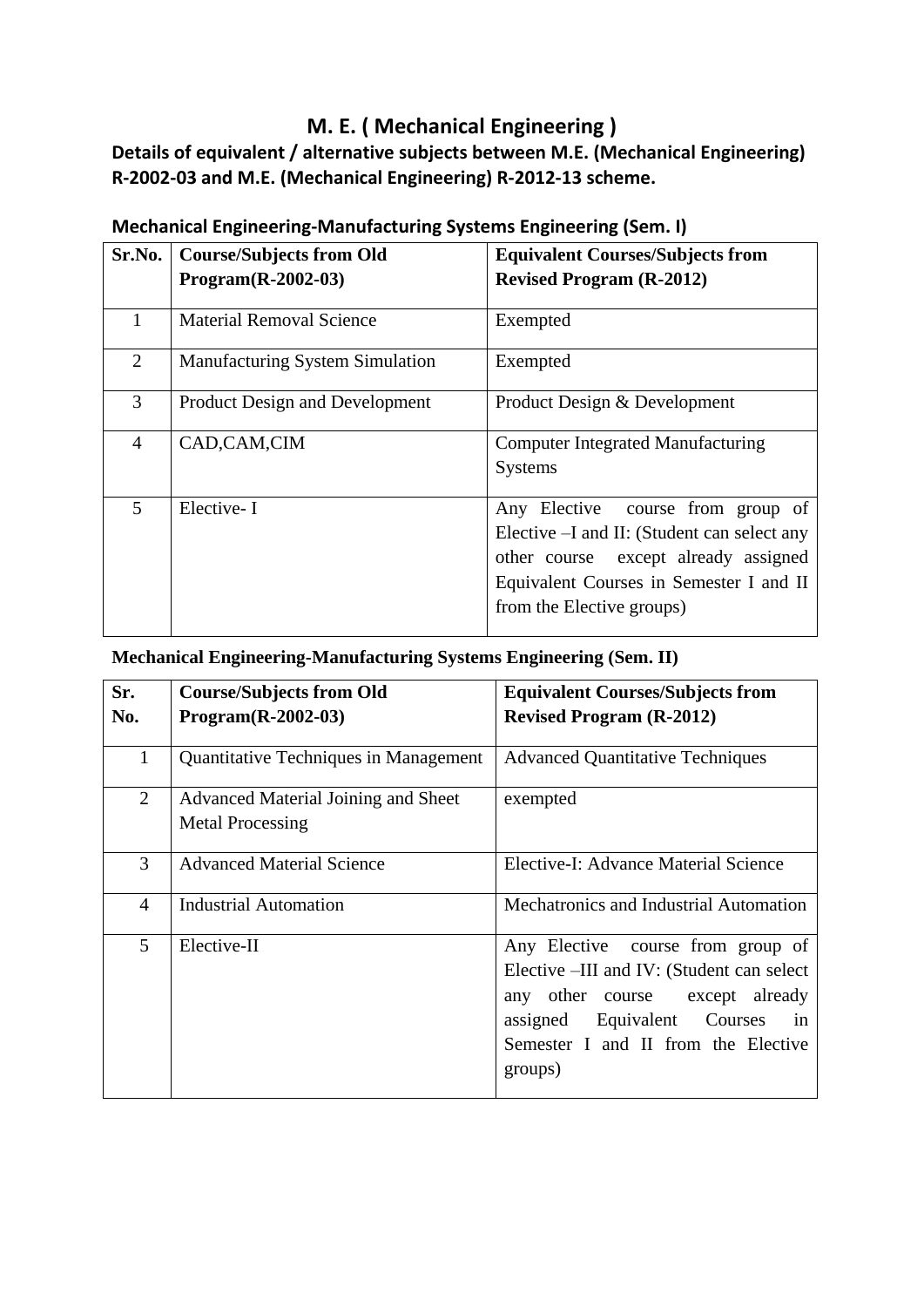# M. E. ( Mechanical Engineering )

## Details of equivalent / alternative subjects between M.E. (Mechanical Engineering) R-2002-03 and M.E. (Mechanical Engineering) R-2012-13 scheme.

### Mechanical Engineering-Manufacturing Systems Engineering (Sem. I)

| Sr.No. | Course/Subjects from Old Program(R-2002-03) | Equivalent Courses/Subjects from Revised Program (R-2012) |
|---|---|---|
| 1 | Material Removal Science | Exempted |
| 2 | Manufacturing System Simulation | Exempted |
| 3 | Product Design and Development | Product Design & Development |
| 4 | CAD,CAM,CIM | Computer Integrated Manufacturing Systems |
| 5 | Elective- I | Any Elective course from group of Elective –I and II: (Student can select any other course except already assigned Equivalent Courses in Semester I and II from the Elective groups) |

**Mechanical Engineering-Manufacturing Systems Engineering (Sem. II)**

| Sr. No. | Course/Subjects from Old Program(R-2002-03) | Equivalent Courses/Subjects from Revised Program (R-2012) |
|---|---|---|
| 1 | Quantitative Techniques in Management | Advanced Quantitative Techniques |
| 2 | Advanced Material Joining and Sheet Metal Processing | exempted |
| 3 | Advanced Material Science | Elective-I: Advance Material Science |
| 4 | Industrial Automation | Mechatronics and Industrial Automation |
| 5 | Elective-II | Any Elective course from group of Elective –III and IV: (Student can select any other course except already assigned Equivalent Courses in Semester I and II from the Elective groups) |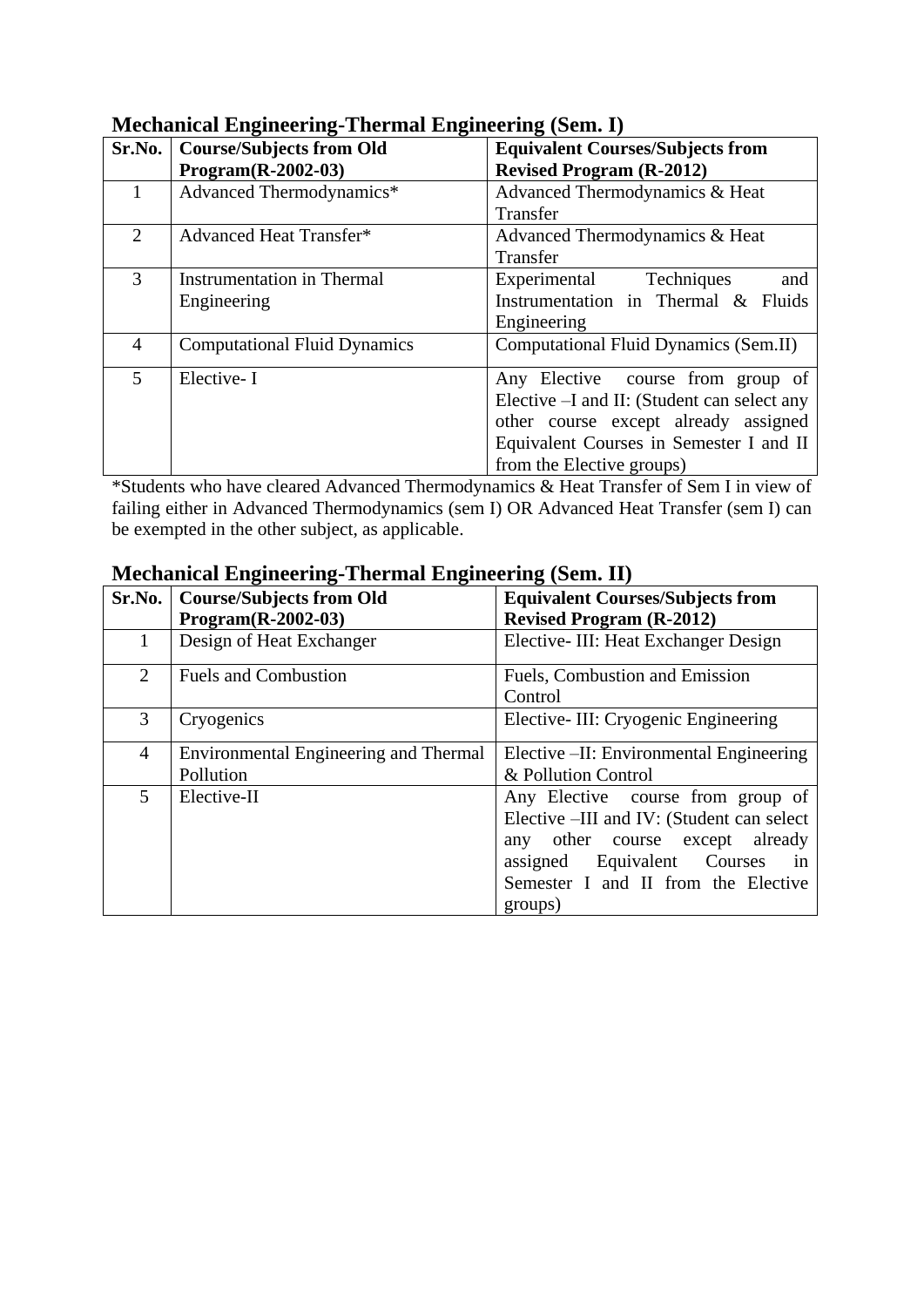## Mechanical Engineering-Thermal Engineering (Sem. I)

| Sr.No. | Course/Subjects from Old Program(R-2002-03) | Equivalent Courses/Subjects from Revised Program (R-2012) |
|---|---|---|
| 1 | Advanced Thermodynamics* | Advanced Thermodynamics & Heat Transfer |
| 2 | Advanced Heat Transfer* | Advanced Thermodynamics & Heat Transfer |
| 3 | Instrumentation in Thermal Engineering | Experimental Techniques and Instrumentation in Thermal & Fluids Engineering |
| 4 | Computational Fluid Dynamics | Computational Fluid Dynamics (Sem.II) |
| 5 | Elective- I | Any Elective course from group of Elective –I and II: (Student can select any other course except already assigned Equivalent Courses in Semester I and II from the Elective groups) |

*Students who have cleared Advanced Thermodynamics & Heat Transfer of Sem I in view of failing either in Advanced Thermodynamics (sem I) OR Advanced Heat Transfer (sem I) can be exempted in the other subject, as applicable.

## Mechanical Engineering-Thermal Engineering (Sem. II)

| Sr.No. | Course/Subjects from Old Program(R-2002-03) | Equivalent Courses/Subjects from Revised Program (R-2012) |
|---|---|---|
| 1 | Design of Heat Exchanger | Elective- III: Heat Exchanger Design |
| 2 | Fuels and Combustion | Fuels, Combustion and Emission Control |
| 3 | Cryogenics | Elective- III: Cryogenic Engineering |
| 4 | Environmental Engineering and Thermal Pollution | Elective –II: Environmental Engineering & Pollution Control |
| 5 | Elective-II | Any Elective course from group of Elective –III and IV: (Student can select any other course except already assigned Equivalent Courses in Semester I and II from the Elective groups) |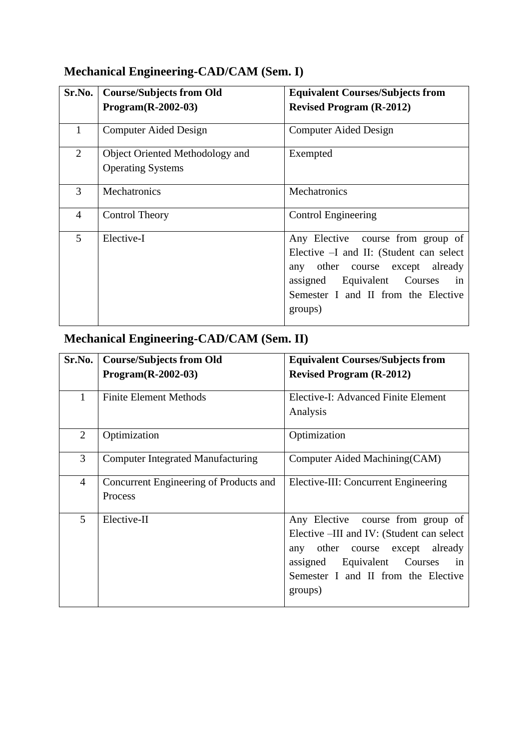## Mechanical Engineering-CAD/CAM (Sem. I)

| Sr.No. | Course/Subjects from Old Program(R-2002-03) | Equivalent Courses/Subjects from Revised Program (R-2012) |
|---|---|---|
| 1 | Computer Aided Design | Computer Aided Design |
| 2 | Object Oriented Methodology and Operating Systems | Exempted |
| 3 | Mechatronics | Mechatronics |
| 4 | Control Theory | Control Engineering |
| 5 | Elective-I | Any Elective course from group of Elective –I and II: (Student can select any other course except already assigned Equivalent Courses in Semester I and II from the Elective groups) |

## Mechanical Engineering-CAD/CAM (Sem. II)

| Sr.No. | Course/Subjects from Old Program(R-2002-03) | Equivalent Courses/Subjects from Revised Program (R-2012) |
|---|---|---|
| 1 | Finite Element Methods | Elective-I: Advanced Finite Element Analysis |
| 2 | Optimization | Optimization |
| 3 | Computer Integrated Manufacturing | Computer Aided Machining(CAM) |
| 4 | Concurrent Engineering of Products and Process | Elective-III: Concurrent Engineering |
| 5 | Elective-II | Any Elective course from group of Elective –III and IV: (Student can select any other course except already assigned Equivalent Courses in Semester I and II from the Elective groups) |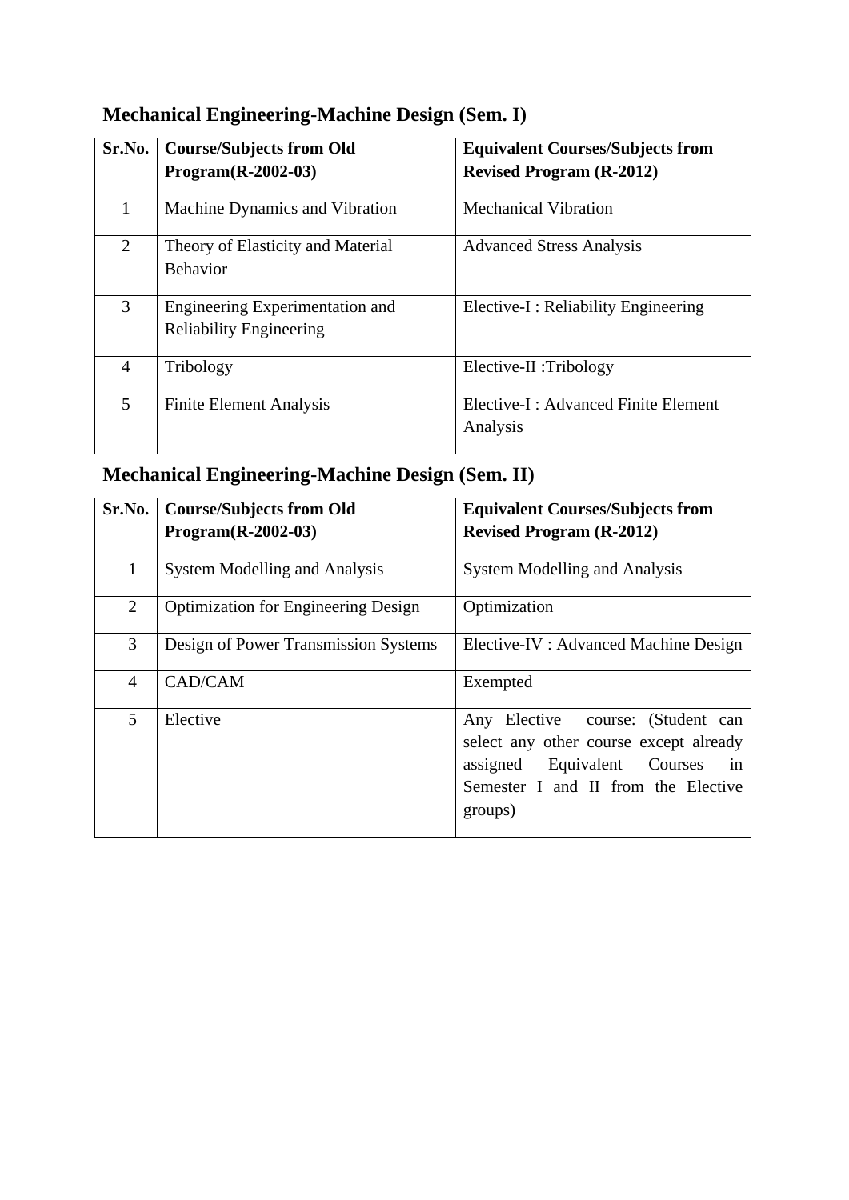## Mechanical Engineering-Machine Design (Sem. I)

| Sr.No. | Course/Subjects from Old Program(R-2002-03) | Equivalent Courses/Subjects from Revised Program (R-2012) |
|---|---|---|
| 1 | Machine Dynamics and Vibration | Mechanical Vibration |
| 2 | Theory of Elasticity and Material Behavior | Advanced Stress Analysis |
| 3 | Engineering Experimentation and Reliability Engineering | Elective-I : Reliability Engineering |
| 4 | Tribology | Elective-II :Tribology |
| 5 | Finite Element Analysis | Elective-I : Advanced Finite Element Analysis |

## Mechanical Engineering-Machine Design (Sem. II)

| Sr.No. | Course/Subjects from Old Program(R-2002-03) | Equivalent Courses/Subjects from Revised Program (R-2012) |
|---|---|---|
| 1 | System Modelling and Analysis | System Modelling and Analysis |
| 2 | Optimization for Engineering Design | Optimization |
| 3 | Design of Power Transmission Systems | Elective-IV : Advanced Machine Design |
| 4 | CAD/CAM | Exempted |
| 5 | Elective | Any Elective course: (Student can select any other course except already assigned Equivalent Courses in Semester I and II from the Elective groups) |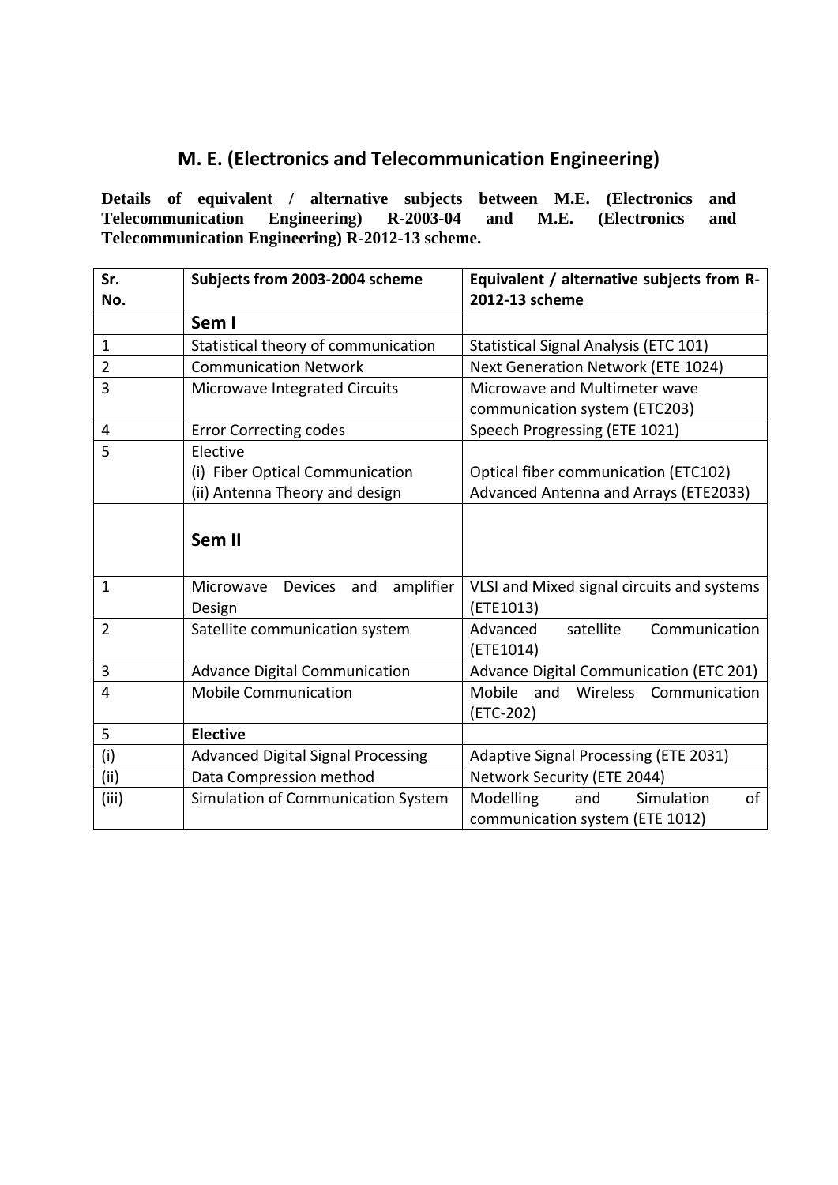# M. E. (Electronics and Telecommunication Engineering)

**Details of equivalent / alternative subjects between M.E. (Electronics and Telecommunication Engineering) R-2003-04 and M.E. (Electronics and Telecommunication Engineering) R-2012-13 scheme.**

| Sr. No. | Subjects from 2003-2004 scheme | Equivalent / alternative subjects from R-2012-13 scheme |
|---|---|---|
| | **Sem I** | |
| 1 | Statistical theory of communication | Statistical Signal Analysis (ETC 101) |
| 2 | Communication Network | Next Generation Network (ETE 1024) |
| 3 | Microwave Integrated Circuits | Microwave and Multimeter wave communication system (ETC203) |
| 4 | Error Correcting codes | Speech Progressing (ETE 1021) |
| 5 | Elective<br>(i) Fiber Optical Communication<br>(ii) Antenna Theory and design | <br>Optical fiber communication (ETC102)<br>Advanced Antenna and Arrays (ETE2033) |
| | **Sem II** | |
| 1 | Microwave Devices and amplifier Design | VLSI and Mixed signal circuits and systems (ETE1013) |
| 2 | Satellite communication system | Advanced satellite Communication (ETE1014) |
| 3 | Advance Digital Communication | Advance Digital Communication (ETC 201) |
| 4 | Mobile Communication | Mobile and Wireless Communication (ETC-202) |
| 5 | **Elective** | |
| (i) | Advanced Digital Signal Processing | Adaptive Signal Processing (ETE 2031) |
| (ii) | Data Compression method | Network Security (ETE 2044) |
| (iii) | Simulation of Communication System | Modelling and Simulation of communication system (ETE 1012) |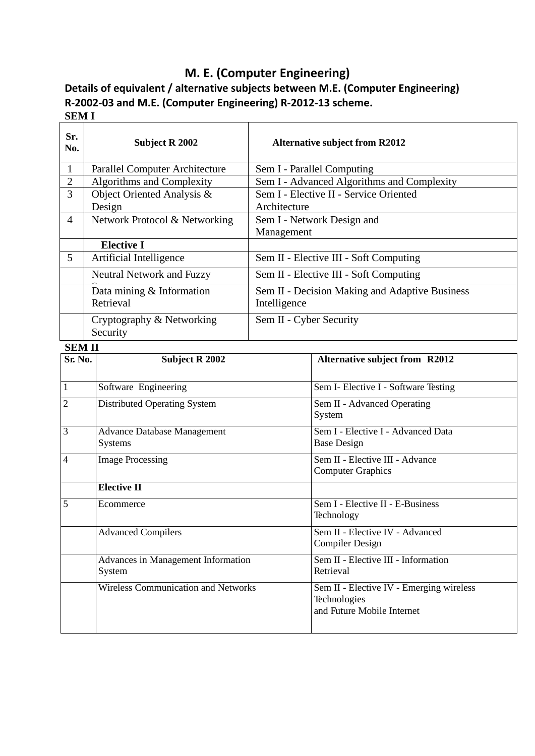# M. E. (Computer Engineering)

**Details of equivalent / alternative subjects between M.E. (Computer Engineering) R-2002-03 and M.E. (Computer Engineering) R-2012-13 scheme.**

**SEM I**

| Sr. No. | Subject R 2002 | Alternative subject from R2012 |
|---|---|---|
| 1 | Parallel Computer Architecture | Sem I - Parallel Computing |
| 2 | Algorithms and Complexity | Sem I - Advanced Algorithms and Complexity |
| 3 | Object Oriented Analysis & Design | Sem I - Elective II - Service Oriented Architecture |
| 4 | Network Protocol & Networking | Sem I - Network Design and Management |
| | **Elective I** | |
| 5 | Artificial Intelligence | Sem II - Elective III - Soft Computing |
| | Neutral Network and Fuzzy S | Sem II - Elective III - Soft Computing |
| | Data mining & Information Retrieval | Sem II - Decision Making and Adaptive Business Intelligence |
| | Cryptography & Networking Security | Sem II - Cyber Security |

**SEM II**

| Sr. No. | Subject R 2002 | Alternative subject from R2012 |
|---|---|---|
| 1 | Software Engineering | Sem I- Elective I - Software Testing |
| 2 | Distributed Operating System | Sem II - Advanced Operating System |
| 3 | Advance Database Management Systems | Sem I - Elective I - Advanced Data Base Design |
| 4 | Image Processing | Sem II - Elective III - Advance Computer Graphics |
| | **Elective II** | |
| 5 | Ecommerce | Sem I - Elective II - E-Business Technology |
| | Advanced Compilers | Sem II - Elective IV - Advanced Compiler Design |
| | Advances in Management Information System | Sem II - Elective III - Information Retrieval |
| | Wireless Communication and Networks | Sem II - Elective IV - Emerging wireless Technologies and Future Mobile Internet |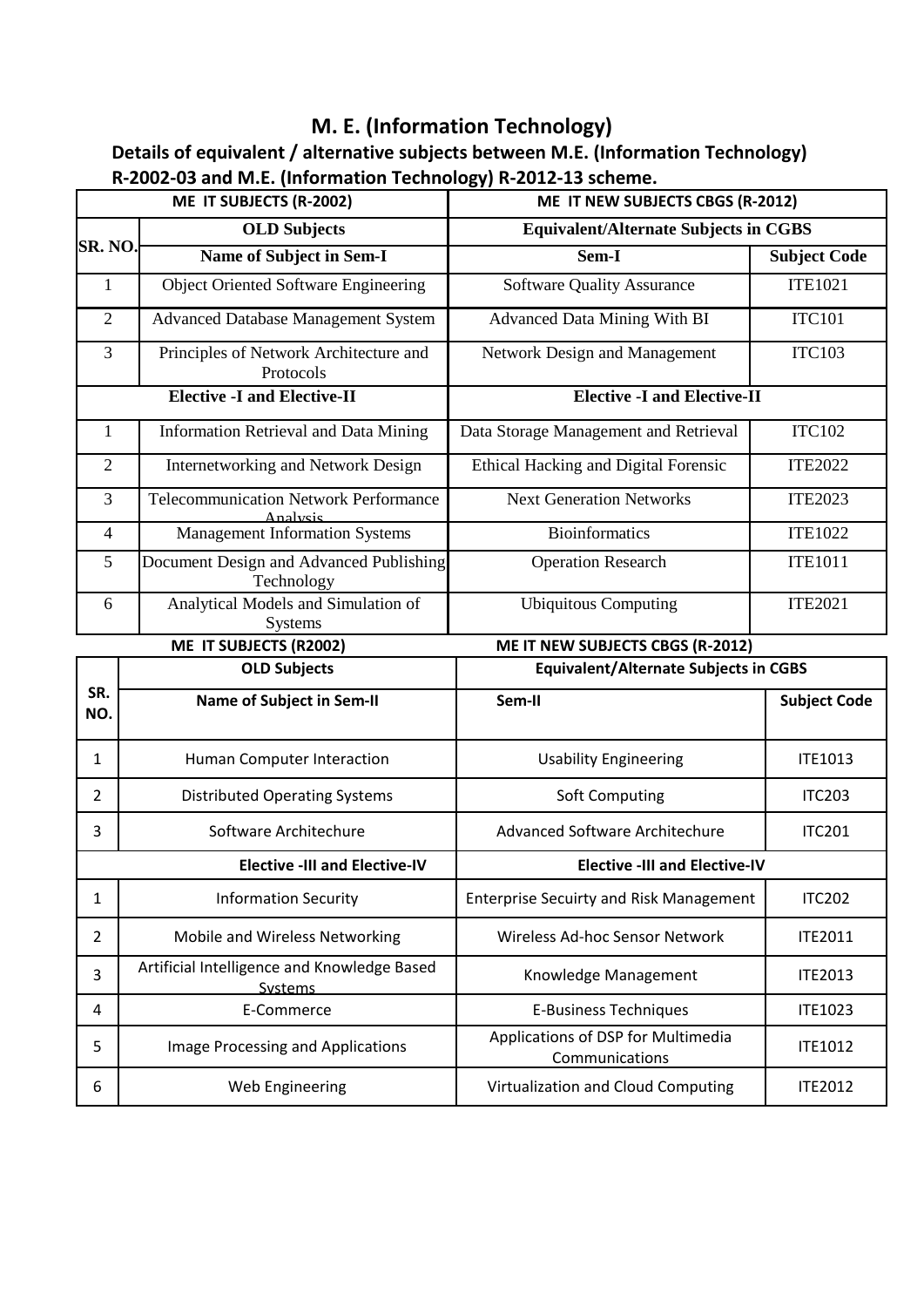# M. E. (Information Technology)

## Details of equivalent / alternative subjects between M.E. (Information Technology) R-2002-03 and M.E. (Information Technology) R-2012-13 scheme.

| ME IT SUBJECTS (R-2002) | | ME IT NEW SUBJECTS CBGS (R-2012) | |
|---|---|---|---|
| SR. NO. | OLD Subjects | Equivalent/Alternate Subjects in CGBS | |
| | Name of Subject in Sem-I | Sem-I | Subject Code |
| 1 | Object Oriented Software Engineering | Software Quality Assurance | ITE1021 |
| 2 | Advanced Database Management System | Advanced Data Mining With BI | ITC101 |
| 3 | Principles of Network Architecture and Protocols | Network Design and Management | ITC103 |
| | Elective -I and Elective-II | Elective -I and Elective-II | |
| 1 | Information Retrieval and Data Mining | Data Storage Management and Retrieval | ITC102 |
| 2 | Internetworking and Network Design | Ethical Hacking and Digital Forensic | ITE2022 |
| 3 | Telecommunication Network Performance Analysis | Next Generation Networks | ITE2023 |
| 4 | Management Information Systems | Bioinformatics | ITE1022 |
| 5 | Document Design and Advanced Publishing Technology | Operation Research | ITE1011 |
| 6 | Analytical Models and Simulation of Systems | Ubiquitous Computing | ITE2021 |

| ME IT SUBJECTS (R2002) | | ME IT NEW SUBJECTS CBGS (R-2012) | |
|---|---|---|---|
| SR. NO. | OLD Subjects | Equivalent/Alternate Subjects in CGBS | |
| | Name of Subject in Sem-II | Sem-II | Subject Code |
| 1 | Human Computer Interaction | Usability Engineering | ITE1013 |
| 2 | Distributed Operating Systems | Soft Computing | ITC203 |
| 3 | Software Architechure | Advanced Software Architechure | ITC201 |
| | Elective -III and Elective-IV | Elective -III and Elective-IV | |
| 1 | Information Security | Enterprise Secuirty and Risk Management | ITC202 |
| 2 | Mobile and Wireless Networking | Wireless Ad-hoc Sensor Network | ITE2011 |
| 3 | Artificial Intelligence and Knowledge Based Systems | Knowledge Management | ITE2013 |
| 4 | E-Commerce | E-Business Techniques | ITE1023 |
| 5 | Image Processing and Applications | Applications of DSP for Multimedia Communications | ITE1012 |
| 6 | Web Engineering | Virtualization and Cloud Computing | ITE2012 |